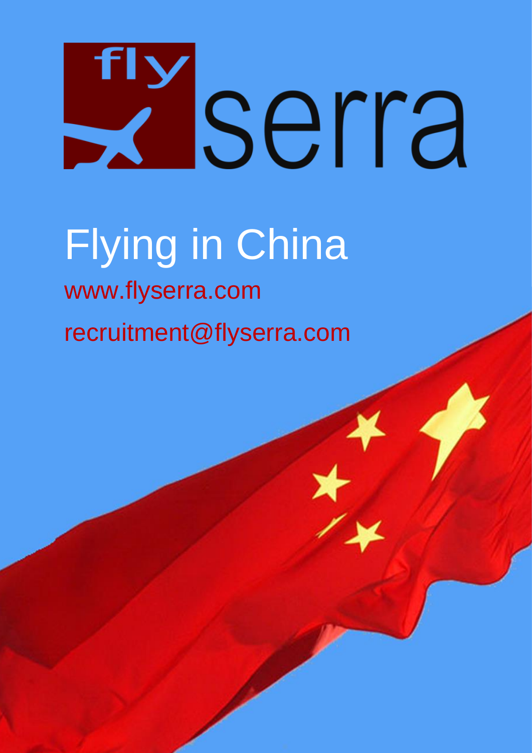# fly serra

# Flying in China

www.flyserra.com

recruitment@flyserra.com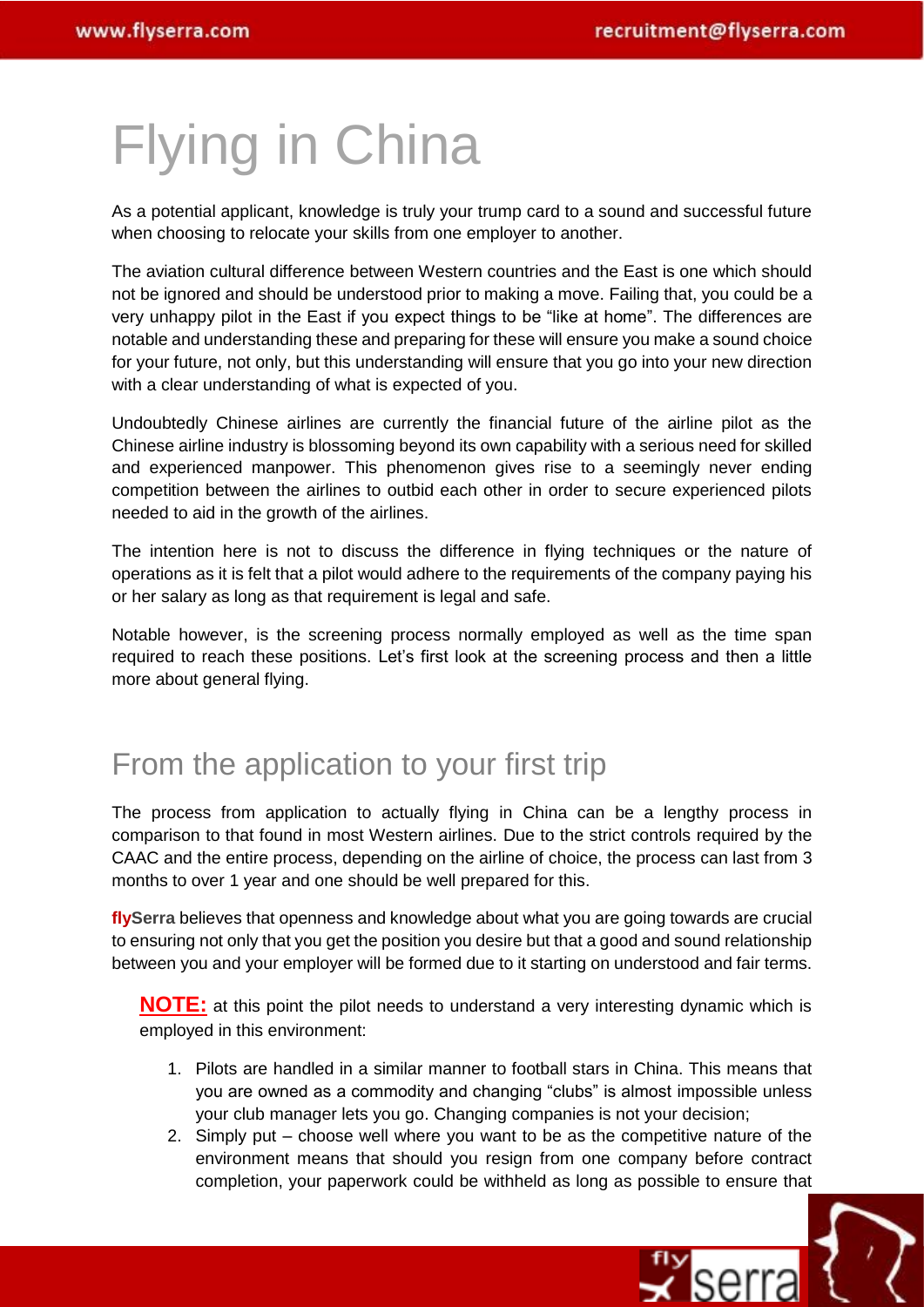# Flying in China

As a potential applicant, knowledge is truly your trump card to a sound and successful future when choosing to relocate your skills from one employer to another.

The aviation cultural difference between Western countries and the East is one which should not be ignored and should be understood prior to making a move. Failing that, you could be a very unhappy pilot in the East if you expect things to be "like at home". The differences are notable and understanding these and preparing for these will ensure you make a sound choice for your future, not only, but this understanding will ensure that you go into your new direction with a clear understanding of what is expected of you.

Undoubtedly Chinese airlines are currently the financial future of the airline pilot as the Chinese airline industry is blossoming beyond its own capability with a serious need for skilled and experienced manpower. This phenomenon gives rise to a seemingly never ending competition between the airlines to outbid each other in order to secure experienced pilots needed to aid in the growth of the airlines.

The intention here is not to discuss the difference in flying techniques or the nature of operations as it is felt that a pilot would adhere to the requirements of the company paying his or her salary as long as that requirement is legal and safe.

Notable however, is the screening process normally employed as well as the time span required to reach these positions. Let's first look at the screening process and then a little more about general flying.

## From the application to your first trip

The process from application to actually flying in China can be a lengthy process in comparison to that found in most Western airlines. Due to the strict controls required by the CAAC and the entire process, depending on the airline of choice, the process can last from 3 months to over 1 year and one should be well prepared for this.

**flySerra** believes that openness and knowledge about what you are going towards are crucial to ensuring not only that you get the position you desire but that a good and sound relationship between you and your employer will be formed due to it starting on understood and fair terms.

> **NOTE:** at this point the pilot needs to understand a very interesting dynamic which is employed in this environment:
>
> 1. Pilots are handled in a similar manner to football stars in China. This means that you are owned as a commodity and changing "clubs" is almost impossible unless your club manager lets you go. Changing companies is not your decision;
> 2. Simply put – choose well where you want to be as the competitive nature of the environment means that should you resign from one company before contract completion, your paperwork could be withheld as long as possible to ensure that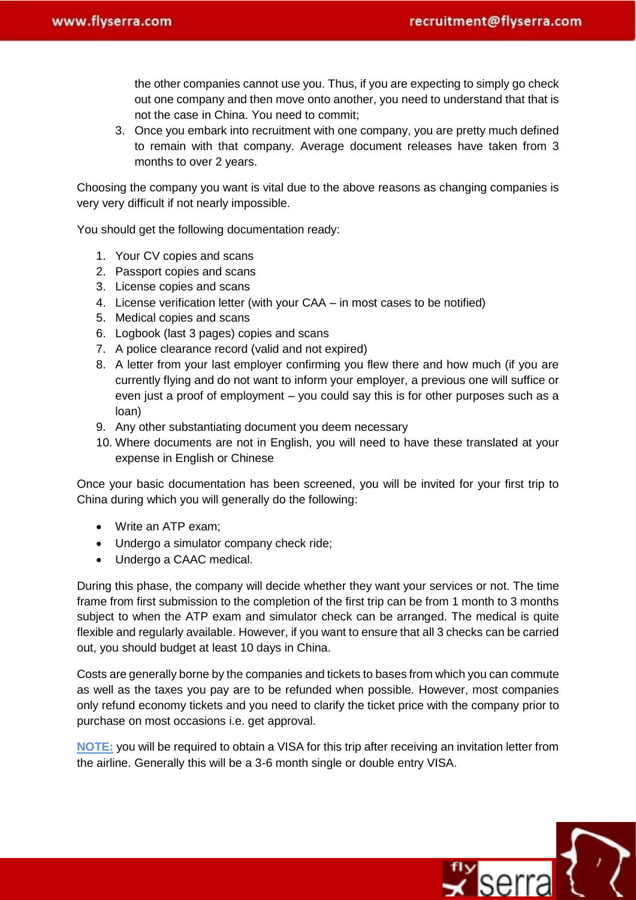the other companies cannot use you. Thus, if you are expecting to simply go check out one company and then move onto another, you need to understand that that is not the case in China. You need to commit;

3. Once you embark into recruitment with one company, you are pretty much defined to remain with that company. Average document releases have taken from 3 months to over 2 years.

Choosing the company you want is vital due to the above reasons as changing companies is very very difficult if not nearly impossible.

You should get the following documentation ready:

1. Your CV copies and scans
2. Passport copies and scans
3. License copies and scans
4. License verification letter (with your CAA – in most cases to be notified)
5. Medical copies and scans
6. Logbook (last 3 pages) copies and scans
7. A police clearance record (valid and not expired)
8. A letter from your last employer confirming you flew there and how much (if you are currently flying and do not want to inform your employer, a previous one will suffice or even just a proof of employment – you could say this is for other purposes such as a loan)
9. Any other substantiating document you deem necessary
10. Where documents are not in English, you will need to have these translated at your expense in English or Chinese

Once your basic documentation has been screened, you will be invited for your first trip to China during which you will generally do the following:

- Write an ATP exam;
- Undergo a simulator company check ride;
- Undergo a CAAC medical.

During this phase, the company will decide whether they want your services or not. The time frame from first submission to the completion of the first trip can be from 1 month to 3 months subject to when the ATP exam and simulator check can be arranged. The medical is quite flexible and regularly available. However, if you want to ensure that all 3 checks can be carried out, you should budget at least 10 days in China.

Costs are generally borne by the companies and tickets to bases from which you can commute as well as the taxes you pay are to be refunded when possible. However, most companies only refund economy tickets and you need to clarify the ticket price with the company prior to purchase on most occasions i.e. get approval.

**NOTE:** you will be required to obtain a VISA for this trip after receiving an invitation letter from the airline. Generally this will be a 3-6 month single or double entry VISA.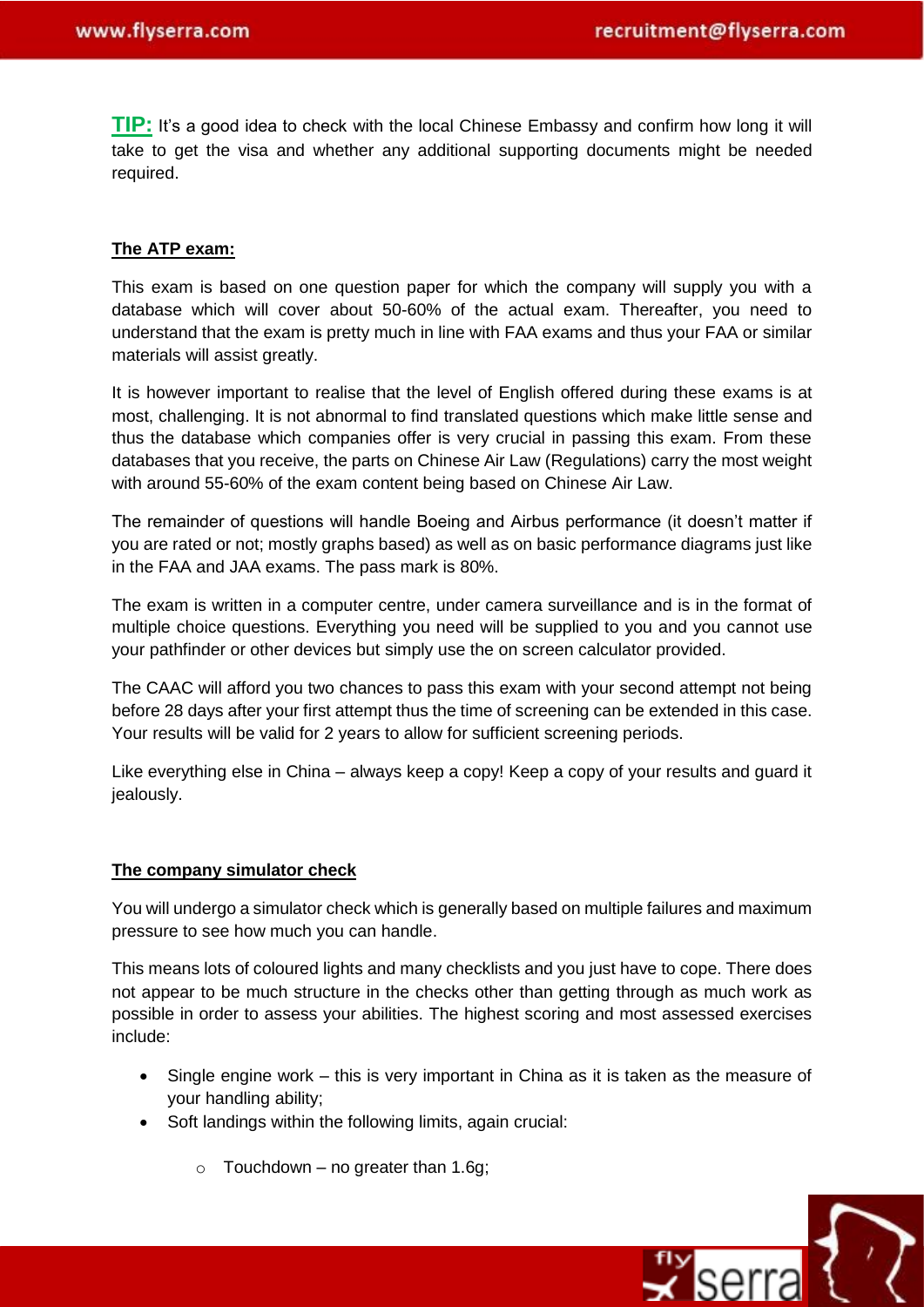**TIP:** It's a good idea to check with the local Chinese Embassy and confirm how long it will take to get the visa and whether any additional supporting documents might be needed required.

**The ATP exam:**

This exam is based on one question paper for which the company will supply you with a database which will cover about 50-60% of the actual exam. Thereafter, you need to understand that the exam is pretty much in line with FAA exams and thus your FAA or similar materials will assist greatly.

It is however important to realise that the level of English offered during these exams is at most, challenging. It is not abnormal to find translated questions which make little sense and thus the database which companies offer is very crucial in passing this exam. From these databases that you receive, the parts on Chinese Air Law (Regulations) carry the most weight with around 55-60% of the exam content being based on Chinese Air Law.

The remainder of questions will handle Boeing and Airbus performance (it doesn't matter if you are rated or not; mostly graphs based) as well as on basic performance diagrams just like in the FAA and JAA exams. The pass mark is 80%.

The exam is written in a computer centre, under camera surveillance and is in the format of multiple choice questions. Everything you need will be supplied to you and you cannot use your pathfinder or other devices but simply use the on screen calculator provided.

The CAAC will afford you two chances to pass this exam with your second attempt not being before 28 days after your first attempt thus the time of screening can be extended in this case. Your results will be valid for 2 years to allow for sufficient screening periods.

Like everything else in China – always keep a copy! Keep a copy of your results and guard it jealously.

**The company simulator check**

You will undergo a simulator check which is generally based on multiple failures and maximum pressure to see how much you can handle.

This means lots of coloured lights and many checklists and you just have to cope. There does not appear to be much structure in the checks other than getting through as much work as possible in order to assess your abilities. The highest scoring and most assessed exercises include:

- Single engine work – this is very important in China as it is taken as the measure of your handling ability;
- Soft landings within the following limits, again crucial:
    - Touchdown – no greater than 1.6g;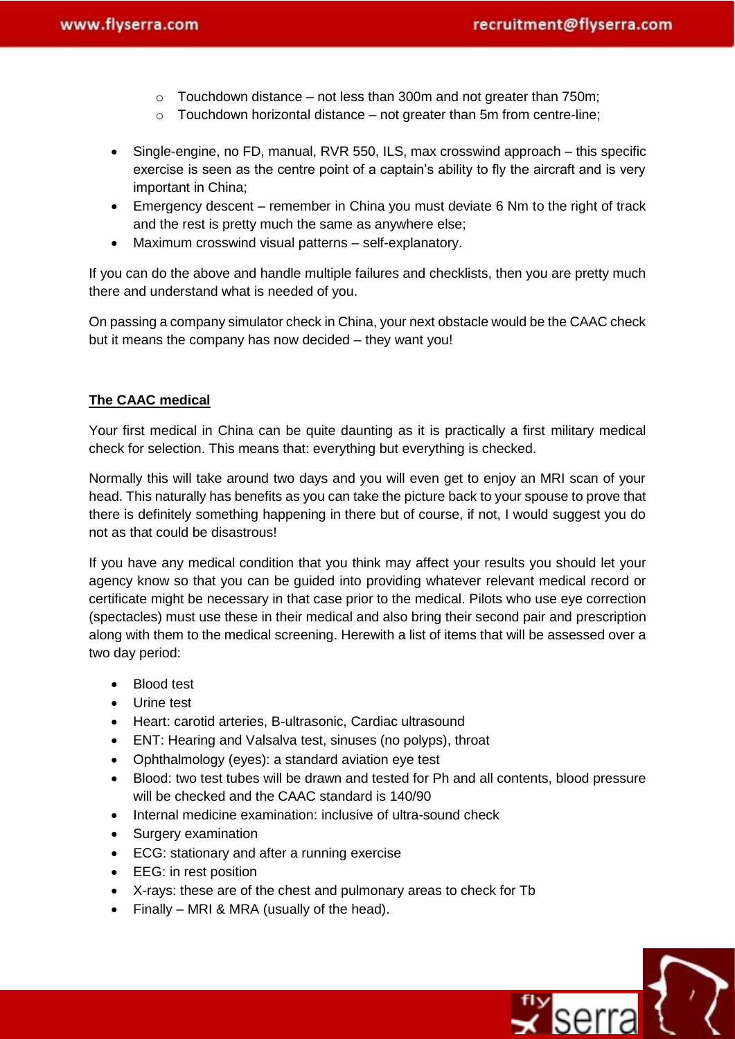- Touchdown distance – not less than 300m and not greater than 750m;
  - Touchdown horizontal distance – not greater than 5m from centre-line;

- Single-engine, no FD, manual, RVR 550, ILS, max crosswind approach – this specific exercise is seen as the centre point of a captain's ability to fly the aircraft and is very important in China;
- Emergency descent – remember in China you must deviate 6 Nm to the right of track and the rest is pretty much the same as anywhere else;
- Maximum crosswind visual patterns – self-explanatory.

If you can do the above and handle multiple failures and checklists, then you are pretty much there and understand what is needed of you.

On passing a company simulator check in China, your next obstacle would be the CAAC check but it means the company has now decided – they want you!

## The CAAC medical

Your first medical in China can be quite daunting as it is practically a first military medical check for selection. This means that: everything but everything is checked.

Normally this will take around two days and you will even get to enjoy an MRI scan of your head. This naturally has benefits as you can take the picture back to your spouse to prove that there is definitely something happening in there but of course, if not, I would suggest you do not as that could be disastrous!

If you have any medical condition that you think may affect your results you should let your agency know so that you can be guided into providing whatever relevant medical record or certificate might be necessary in that case prior to the medical. Pilots who use eye correction (spectacles) must use these in their medical and also bring their second pair and prescription along with them to the medical screening. Herewith a list of items that will be assessed over a two day period:

- Blood test
- Urine test
- Heart: carotid arteries, B-ultrasonic, Cardiac ultrasound
- ENT: Hearing and Valsalva test, sinuses (no polyps), throat
- Ophthalmology (eyes): a standard aviation eye test
- Blood: two test tubes will be drawn and tested for Ph and all contents, blood pressure will be checked and the CAAC standard is 140/90
- Internal medicine examination: inclusive of ultra-sound check
- Surgery examination
- ECG: stationary and after a running exercise
- EEG: in rest position
- X-rays: these are of the chest and pulmonary areas to check for Tb
- Finally – MRI & MRA (usually of the head).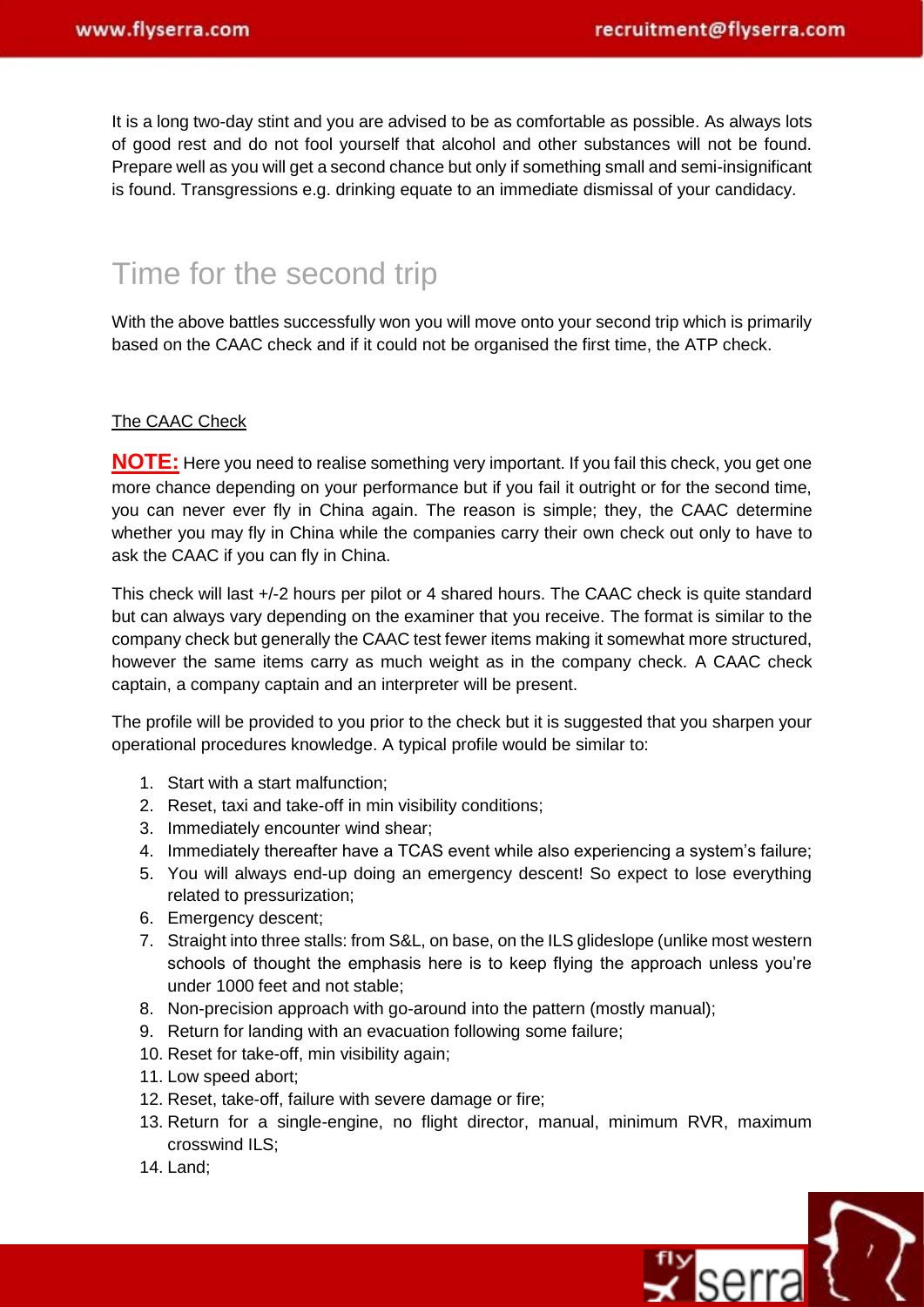It is a long two-day stint and you are advised to be as comfortable as possible. As always lots of good rest and do not fool yourself that alcohol and other substances will not be found. Prepare well as you will get a second chance but only if something small and semi-insignificant is found. Transgressions e.g. drinking equate to an immediate dismissal of your candidacy.

# Time for the second trip

With the above battles successfully won you will move onto your second trip which is primarily based on the CAAC check and if it could not be organised the first time, the ATP check.

## The CAAC Check

**NOTE:** Here you need to realise something very important. If you fail this check, you get one more chance depending on your performance but if you fail it outright or for the second time, you can never ever fly in China again. The reason is simple; they, the CAAC determine whether you may fly in China while the companies carry their own check out only to have to ask the CAAC if you can fly in China.

This check will last +/-2 hours per pilot or 4 shared hours. The CAAC check is quite standard but can always vary depending on the examiner that you receive. The format is similar to the company check but generally the CAAC test fewer items making it somewhat more structured, however the same items carry as much weight as in the company check. A CAAC check captain, a company captain and an interpreter will be present.

The profile will be provided to you prior to the check but it is suggested that you sharpen your operational procedures knowledge. A typical profile would be similar to:

1. Start with a start malfunction;
2. Reset, taxi and take-off in min visibility conditions;
3. Immediately encounter wind shear;
4. Immediately thereafter have a TCAS event while also experiencing a system's failure;
5. You will always end-up doing an emergency descent! So expect to lose everything related to pressurization;
6. Emergency descent;
7. Straight into three stalls: from S&L, on base, on the ILS glideslope (unlike most western schools of thought the emphasis here is to keep flying the approach unless you're under 1000 feet and not stable;
8. Non-precision approach with go-around into the pattern (mostly manual);
9. Return for landing with an evacuation following some failure;
10. Reset for take-off, min visibility again;
11. Low speed abort;
12. Reset, take-off, failure with severe damage or fire;
13. Return for a single-engine, no flight director, manual, minimum RVR, maximum crosswind ILS;
14. Land;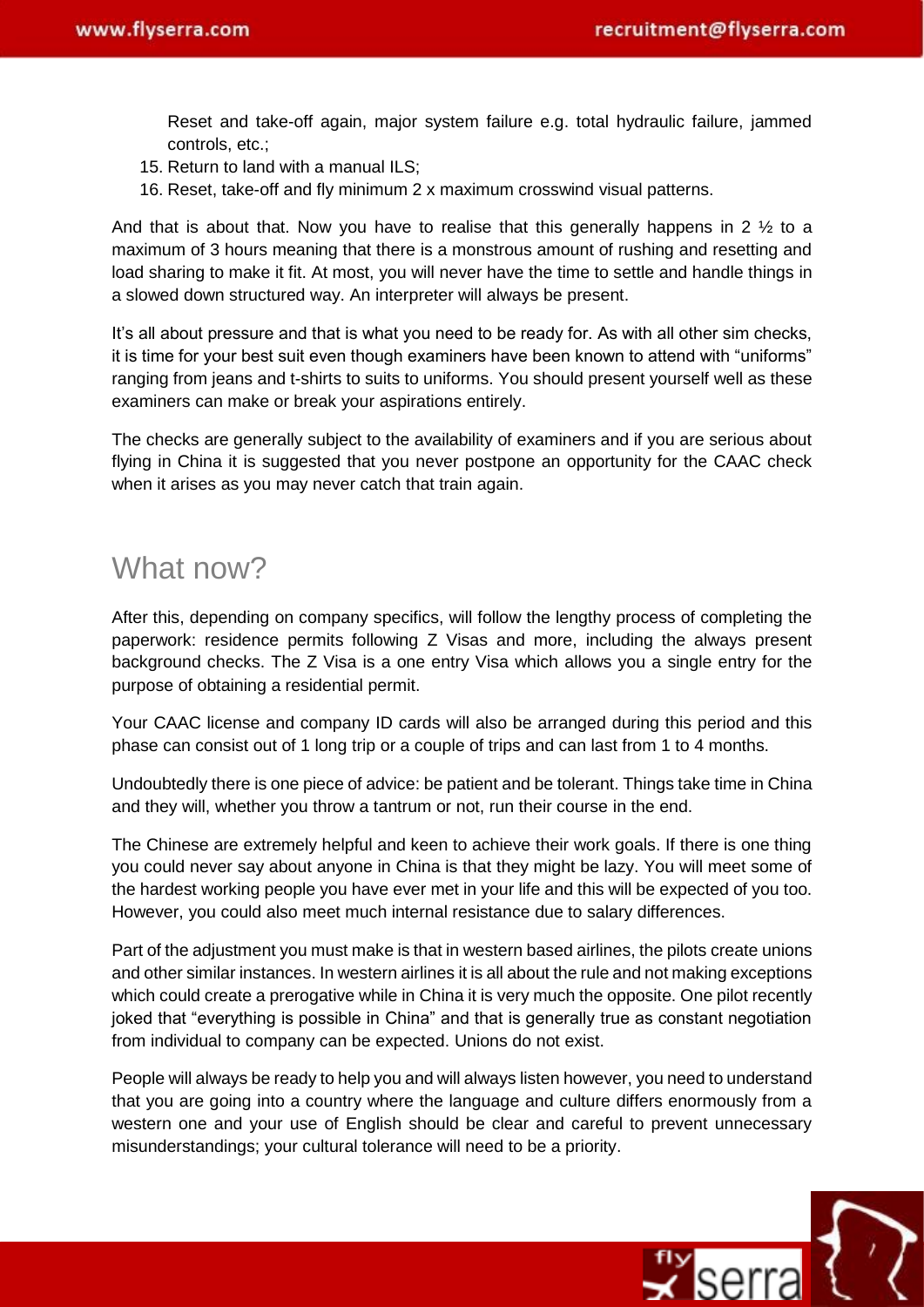Reset and take-off again, major system failure e.g. total hydraulic failure, jammed controls, etc.;

15. Return to land with a manual ILS;
16. Reset, take-off and fly minimum 2 x maximum crosswind visual patterns.

And that is about that. Now you have to realise that this generally happens in 2 ½ to a maximum of 3 hours meaning that there is a monstrous amount of rushing and resetting and load sharing to make it fit. At most, you will never have the time to settle and handle things in a slowed down structured way. An interpreter will always be present.

It's all about pressure and that is what you need to be ready for. As with all other sim checks, it is time for your best suit even though examiners have been known to attend with "uniforms" ranging from jeans and t-shirts to suits to uniforms. You should present yourself well as these examiners can make or break your aspirations entirely.

The checks are generally subject to the availability of examiners and if you are serious about flying in China it is suggested that you never postpone an opportunity for the CAAC check when it arises as you may never catch that train again.

## What now?

After this, depending on company specifics, will follow the lengthy process of completing the paperwork: residence permits following Z Visas and more, including the always present background checks. The Z Visa is a one entry Visa which allows you a single entry for the purpose of obtaining a residential permit.

Your CAAC license and company ID cards will also be arranged during this period and this phase can consist out of 1 long trip or a couple of trips and can last from 1 to 4 months.

Undoubtedly there is one piece of advice: be patient and be tolerant. Things take time in China and they will, whether you throw a tantrum or not, run their course in the end.

The Chinese are extremely helpful and keen to achieve their work goals. If there is one thing you could never say about anyone in China is that they might be lazy. You will meet some of the hardest working people you have ever met in your life and this will be expected of you too. However, you could also meet much internal resistance due to salary differences.

Part of the adjustment you must make is that in western based airlines, the pilots create unions and other similar instances. In western airlines it is all about the rule and not making exceptions which could create a prerogative while in China it is very much the opposite. One pilot recently joked that "everything is possible in China" and that is generally true as constant negotiation from individual to company can be expected. Unions do not exist.

People will always be ready to help you and will always listen however, you need to understand that you are going into a country where the language and culture differs enormously from a western one and your use of English should be clear and careful to prevent unnecessary misunderstandings; your cultural tolerance will need to be a priority.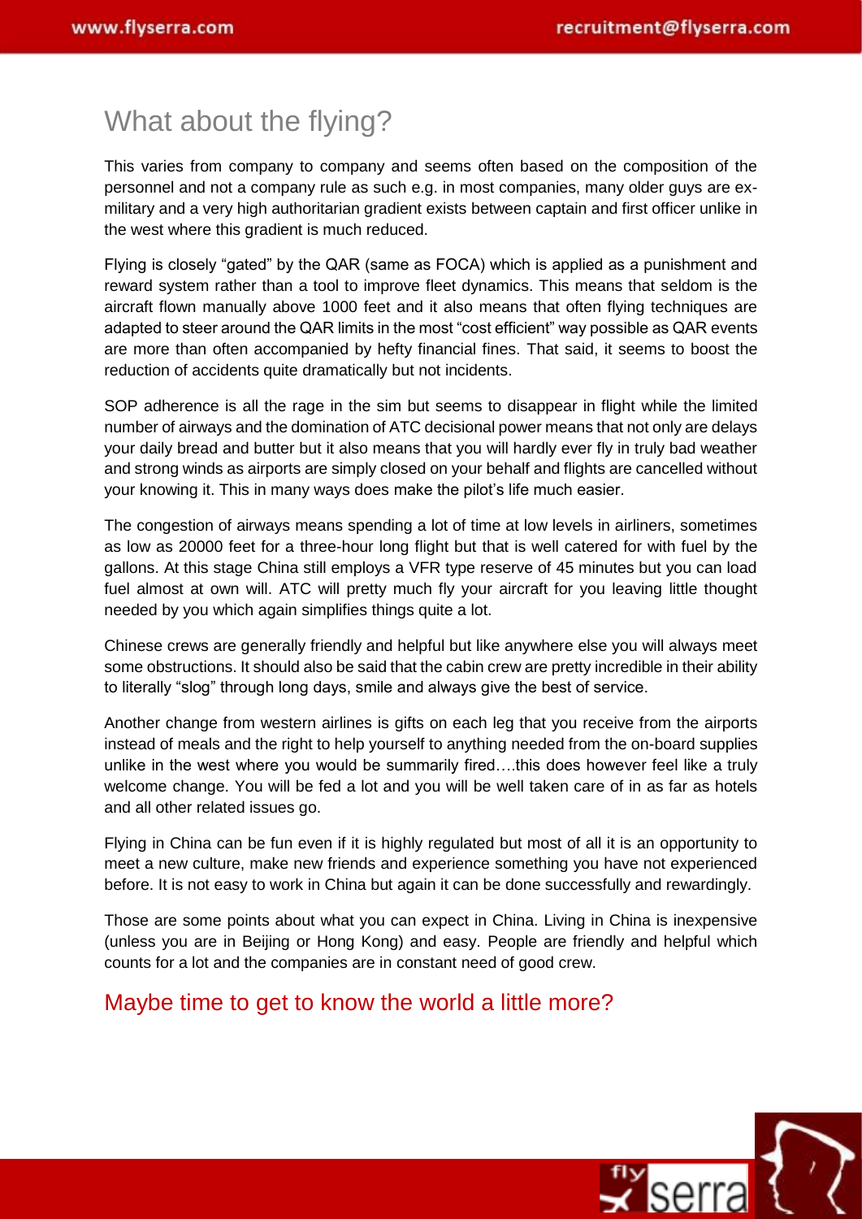## What about the flying?

This varies from company to company and seems often based on the composition of the personnel and not a company rule as such e.g. in most companies, many older guys are ex-military and a very high authoritarian gradient exists between captain and first officer unlike in the west where this gradient is much reduced.

Flying is closely "gated" by the QAR (same as FOCA) which is applied as a punishment and reward system rather than a tool to improve fleet dynamics. This means that seldom is the aircraft flown manually above 1000 feet and it also means that often flying techniques are adapted to steer around the QAR limits in the most "cost efficient" way possible as QAR events are more than often accompanied by hefty financial fines. That said, it seems to boost the reduction of accidents quite dramatically but not incidents.

SOP adherence is all the rage in the sim but seems to disappear in flight while the limited number of airways and the domination of ATC decisional power means that not only are delays your daily bread and butter but it also means that you will hardly ever fly in truly bad weather and strong winds as airports are simply closed on your behalf and flights are cancelled without your knowing it. This in many ways does make the pilot's life much easier.

The congestion of airways means spending a lot of time at low levels in airliners, sometimes as low as 20000 feet for a three-hour long flight but that is well catered for with fuel by the gallons. At this stage China still employs a VFR type reserve of 45 minutes but you can load fuel almost at own will. ATC will pretty much fly your aircraft for you leaving little thought needed by you which again simplifies things quite a lot.

Chinese crews are generally friendly and helpful but like anywhere else you will always meet some obstructions. It should also be said that the cabin crew are pretty incredible in their ability to literally "slog" through long days, smile and always give the best of service.

Another change from western airlines is gifts on each leg that you receive from the airports instead of meals and the right to help yourself to anything needed from the on-board supplies unlike in the west where you would be summarily fired….this does however feel like a truly welcome change. You will be fed a lot and you will be well taken care of in as far as hotels and all other related issues go.

Flying in China can be fun even if it is highly regulated but most of all it is an opportunity to meet a new culture, make new friends and experience something you have not experienced before. It is not easy to work in China but again it can be done successfully and rewardingly.

Those are some points about what you can expect in China. Living in China is inexpensive (unless you are in Beijing or Hong Kong) and easy. People are friendly and helpful which counts for a lot and the companies are in constant need of good crew.

## Maybe time to get to know the world a little more?